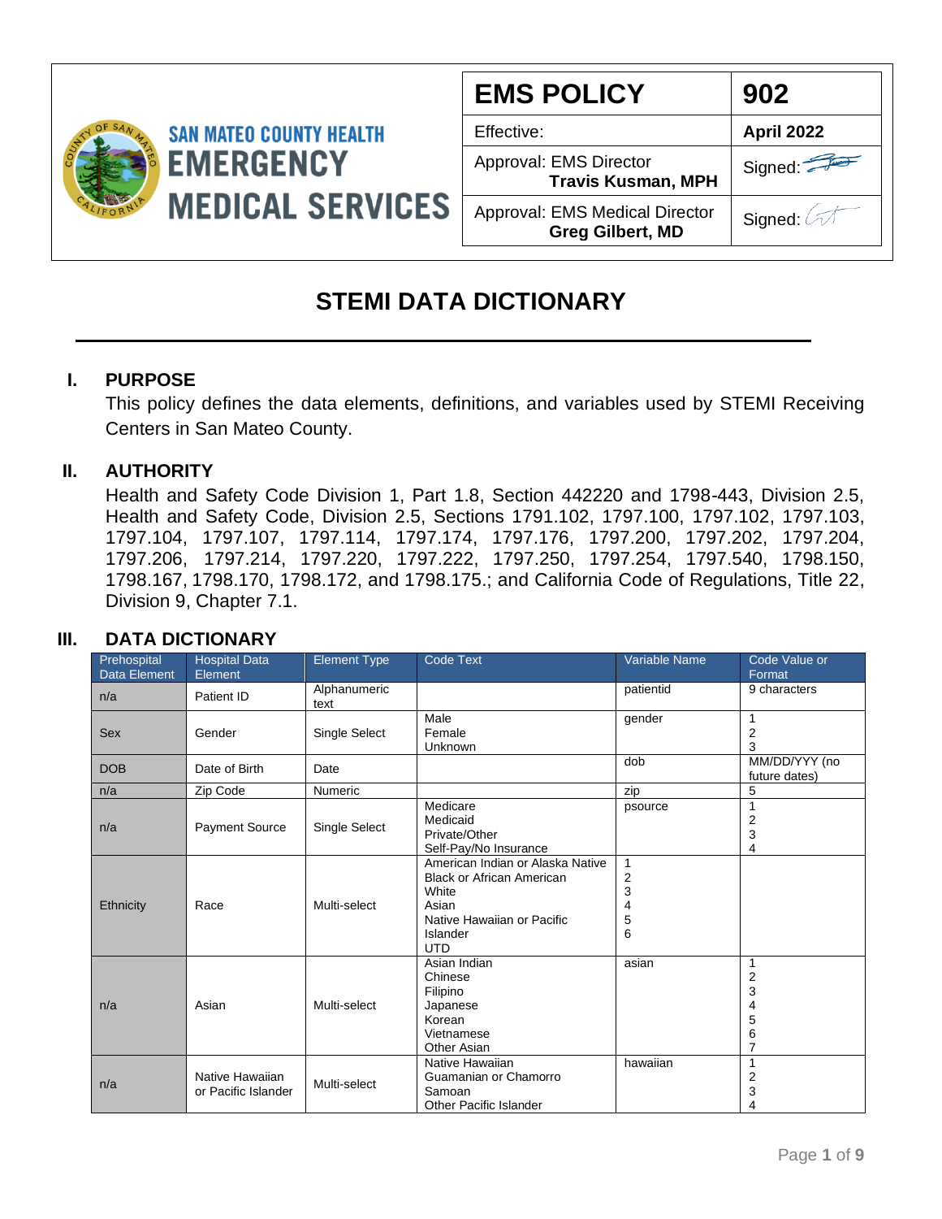SAN MATEO COUNTY HEALTH
EMERGENCY MEDICAL SERVICES

| EMS POLICY | 902 |
|---|---|
| Effective: | April 2022 |
| Approval: EMS Director **Travis Kusman, MPH** | Signed: |
| Approval: EMS Medical Director **Greg Gilbert, MD** | Signed: |

# STEMI DATA DICTIONARY

## I. PURPOSE

This policy defines the data elements, definitions, and variables used by STEMI Receiving Centers in San Mateo County.

## II. AUTHORITY

Health and Safety Code Division 1, Part 1.8, Section 442220 and 1798-443, Division 2.5, Health and Safety Code, Division 2.5, Sections 1791.102, 1797.100, 1797.102, 1797.103, 1797.104, 1797.107, 1797.114, 1797.174, 1797.176, 1797.200, 1797.202, 1797.204, 1797.206, 1797.214, 1797.220, 1797.222, 1797.250, 1797.254, 1797.540, 1798.150, 1798.167, 1798.170, 1798.172, and 1798.175.; and California Code of Regulations, Title 22, Division 9, Chapter 7.1.

## III. DATA DICTIONARY

| Prehospital Data Element | Hospital Data Element | Element Type | Code Text | Variable Name | Code Value or Format |
|---|---|---|---|---|---|
| n/a | Patient ID | Alphanumeric text | | patientid | 9 characters |
| Sex | Gender | Single Select | Male<br>Female<br>Unknown | gender | 1<br>2<br>3 |
| DOB | Date of Birth | Date | | dob | MM/DD/YYY (no future dates) |
| n/a | Zip Code | Numeric | | zip | 5 |
| n/a | Payment Source | Single Select | Medicare<br>Medicaid<br>Private/Other<br>Self-Pay/No Insurance | psource | 1<br>2<br>3<br>4 |
| Ethnicity | Race | Multi-select | American Indian or Alaska Native<br>Black or African American<br>White<br>Asian<br>Native Hawaiian or Pacific Islander<br>UTD | 1<br>2<br>3<br>4<br>5<br>6 | |
| n/a | Asian | Multi-select | Asian Indian<br>Chinese<br>Filipino<br>Japanese<br>Korean<br>Vietnamese<br>Other Asian | asian | 1<br>2<br>3<br>4<br>5<br>6<br>7 |
| n/a | Native Hawaiian or Pacific Islander | Multi-select | Native Hawaiian<br>Guamanian or Chamorro<br>Samoan<br>Other Pacific Islander | hawaiian | 1<br>2<br>3<br>4 |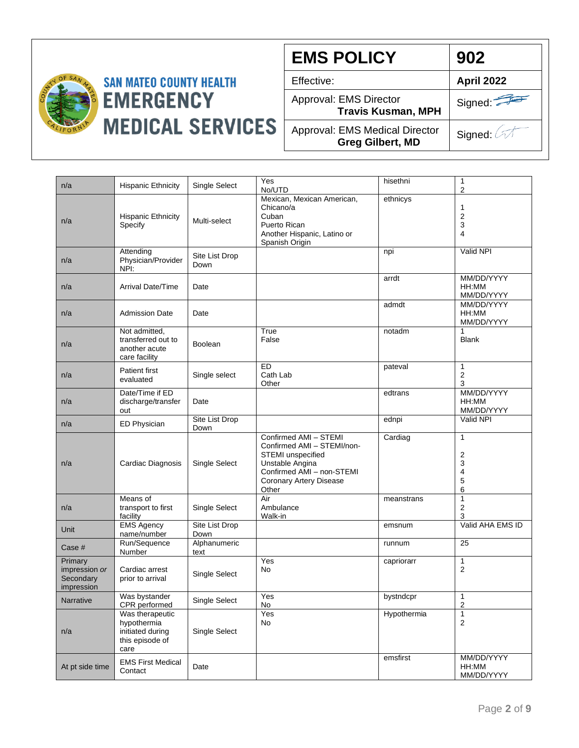| EMS POLICY | 902 |
|---|---|
| Effective: | April 2022 |
| Approval: EMS Director **Travis Kusman, MPH** | Signed: |
| Approval: EMS Medical Director **Greg Gilbert, MD** | Signed: |

| | | | | | |
|---|---|---|---|---|---|
| n/a | Hispanic Ethnicity | Single Select | Yes<br>No/UTD | hisethni | 1<br>2 |
| n/a | Hispanic Ethnicity Specify | Multi-select | Mexican, Mexican American, Chicano/a<br>Cuban<br>Puerto Rican<br>Another Hispanic, Latino or Spanish Origin | ethnicys | 1<br>2<br>3<br>4 |
| n/a | Attending Physician/Provider NPI: | Site List Drop Down | | npi | Valid NPI |
| n/a | Arrival Date/Time | Date | | arrdt | MM/DD/YYYY HH:MM MM/DD/YYYY |
| n/a | Admission Date | Date | | admdt | MM/DD/YYYY HH:MM MM/DD/YYYY |
| n/a | Not admitted, transferred out to another acute care facility | Boolean | True<br>False | notadm | 1<br>Blank |
| n/a | Patient first evaluated | Single select | ED<br>Cath Lab<br>Other | pateval | 1<br>2<br>3 |
| n/a | Date/Time if ED discharge/transfer out | Date | | edtrans | MM/DD/YYYY HH:MM MM/DD/YYYY |
| n/a | ED Physician | Site List Drop Down | | ednpi | Valid NPI |
| n/a | Cardiac Diagnosis | Single Select | Confirmed AMI – STEMI<br>Confirmed AMI – STEMI/non-STEMI unspecified<br>Unstable Angina<br>Confirmed AMI – non-STEMI<br>Coronary Artery Disease<br>Other | Cardiag | 1<br>2<br>3<br>4<br>5<br>6 |
| n/a | Means of transport to first facility | Single Select | Air<br>Ambulance<br>Walk-in | meanstrans | 1<br>2<br>3 |
| Unit | EMS Agency name/number | Site List Drop Down | | emsnum | Valid AHA EMS ID |
| Case # | Run/Sequence Number | Alphanumeric text | | runnum | 25 |
| Primary impression *or* Secondary impression | Cardiac arrest prior to arrival | Single Select | Yes<br>No | capriorarr | 1<br>2 |
| Narrative | Was bystander CPR performed | Single Select | Yes<br>No | bystndcpr | 1<br>2 |
| n/a | Was therapeutic hypothermia initiated during this episode of care | Single Select | Yes<br>No | Hypothermia | 1<br>2 |
| At pt side time | EMS First Medical Contact | Date | | emsfirst | MM/DD/YYYY HH:MM MM/DD/YYYY |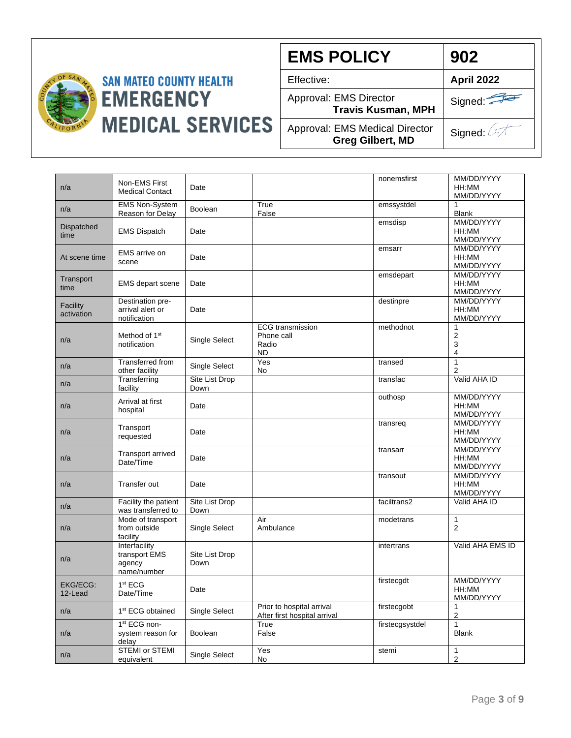| EMS POLICY | 902 |
|---|---|
| Effective: | April 2022 |
| Approval: EMS Director **Travis Kusman, MPH** | Signed: |
| Approval: EMS Medical Director **Greg Gilbert, MD** | Signed: |

| | | | | | |
|---|---|---|---|---|---|
| n/a | Non-EMS First Medical Contact | Date | | nonemsfirst | MM/DD/YYYY HH:MM MM/DD/YYYY |
| n/a | EMS Non-System Reason for Delay | Boolean | True False | emssystdel | 1 Blank |
| Dispatched time | EMS Dispatch | Date | | emsdisp | MM/DD/YYYY HH:MM MM/DD/YYYY |
| At scene time | EMS arrive on scene | Date | | emsarr | MM/DD/YYYY HH:MM MM/DD/YYYY |
| Transport time | EMS depart scene | Date | | emsdepart | MM/DD/YYYY HH:MM MM/DD/YYYY |
| Facility activation | Destination pre-arrival alert or notification | Date | | destinpre | MM/DD/YYYY HH:MM MM/DD/YYYY |
| n/a | Method of 1st notification | Single Select | ECG transmission Phone call Radio ND | methodnot | 1 2 3 4 |
| n/a | Transferred from other facility | Single Select | Yes No | transed | 1 2 |
| n/a | Transferring facility | Site List Drop Down | | transfac | Valid AHA ID |
| n/a | Arrival at first hospital | Date | | outhosp | MM/DD/YYYY HH:MM MM/DD/YYYY |
| n/a | Transport requested | Date | | transreq | MM/DD/YYYY HH:MM MM/DD/YYYY |
| n/a | Transport arrived Date/Time | Date | | transarr | MM/DD/YYYY HH:MM MM/DD/YYYY |
| n/a | Transfer out | Date | | transout | MM/DD/YYYY HH:MM MM/DD/YYYY |
| n/a | Facility the patient was transferred to | Site List Drop Down | | faciltrans2 | Valid AHA ID |
| n/a | Mode of transport from outside facility | Single Select | Air Ambulance | modetrans | 1 2 |
| n/a | Interfacility transport EMS agency name/number | Site List Drop Down | | intertrans | Valid AHA EMS ID |
| EKG/ECG: 12-Lead | 1st ECG Date/Time | Date | | firstecgdt | MM/DD/YYYY HH:MM MM/DD/YYYY |
| n/a | 1st ECG obtained | Single Select | Prior to hospital arrival After first hospital arrival | firstecgobt | 1 2 |
| n/a | 1st ECG non-system reason for delay | Boolean | True False | firstecgsystdel | 1 Blank |
| n/a | STEMI or STEMI equivalent | Single Select | Yes No | stemi | 1 2 |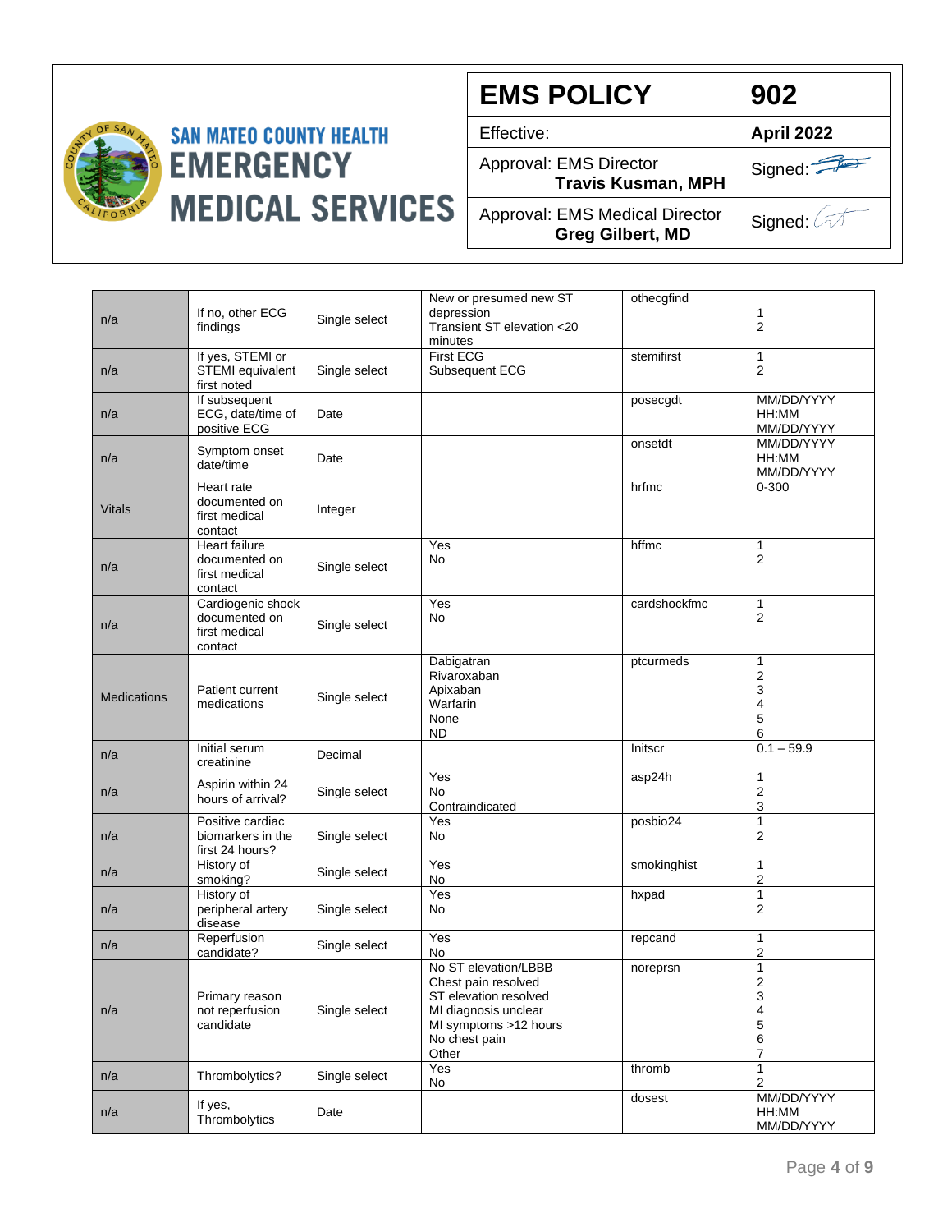| EMS POLICY | 902 |
|---|---|
| Effective: | April 2022 |
| Approval: EMS Director **Travis Kusman, MPH** | Signed: |
| Approval: EMS Medical Director **Greg Gilbert, MD** | Signed: |

**SAN MATEO COUNTY HEALTH**
**EMERGENCY MEDICAL SERVICES**

| | | | | | |
|---|---|---|---|---|---|
| n/a | If no, other ECG findings | Single select | New or presumed new ST depression<br>Transient ST elevation <20 minutes | othecgfind | 1<br>2 |
| n/a | If yes, STEMI or STEMI equivalent first noted | Single select | First ECG<br>Subsequent ECG | stemifirst | 1<br>2 |
| n/a | If subsequent ECG, date/time of positive ECG | Date | | posecgdt | MM/DD/YYYY HH:MM MM/DD/YYYY |
| n/a | Symptom onset date/time | Date | | onsetdt | MM/DD/YYYY HH:MM MM/DD/YYYY |
| Vitals | Heart rate documented on first medical contact | Integer | | hrfmc | 0-300 |
| n/a | Heart failure documented on first medical contact | Single select | Yes<br>No | hffmc | 1<br>2 |
| n/a | Cardiogenic shock documented on first medical contact | Single select | Yes<br>No | cardshockfmc | 1<br>2 |
| Medications | Patient current medications | Single select | Dabigatran<br>Rivaroxaban<br>Apixaban<br>Warfarin<br>None<br>ND | ptcurmeds | 1<br>2<br>3<br>4<br>5<br>6 |
| n/a | Initial serum creatinine | Decimal | | Initscr | 0.1 – 59.9 |
| n/a | Aspirin within 24 hours of arrival? | Single select | Yes<br>No<br>Contraindicated | asp24h | 1<br>2<br>3 |
| n/a | Positive cardiac biomarkers in the first 24 hours? | Single select | Yes<br>No | posbio24 | 1<br>2 |
| n/a | History of smoking? | Single select | Yes<br>No | smokinghist | 1<br>2 |
| n/a | History of peripheral artery disease | Single select | Yes<br>No | hxpad | 1<br>2 |
| n/a | Reperfusion candidate? | Single select | Yes<br>No | repcand | 1<br>2 |
| n/a | Primary reason not reperfusion candidate | Single select | No ST elevation/LBBB<br>Chest pain resolved<br>ST elevation resolved<br>MI diagnosis unclear<br>MI symptoms >12 hours<br>No chest pain<br>Other | noreprsn | 1<br>2<br>3<br>4<br>5<br>6<br>7 |
| n/a | Thrombolytics? | Single select | Yes<br>No | thromb | 1<br>2 |
| n/a | If yes, Thrombolytics | Date | | dosest | MM/DD/YYYY HH:MM MM/DD/YYYY |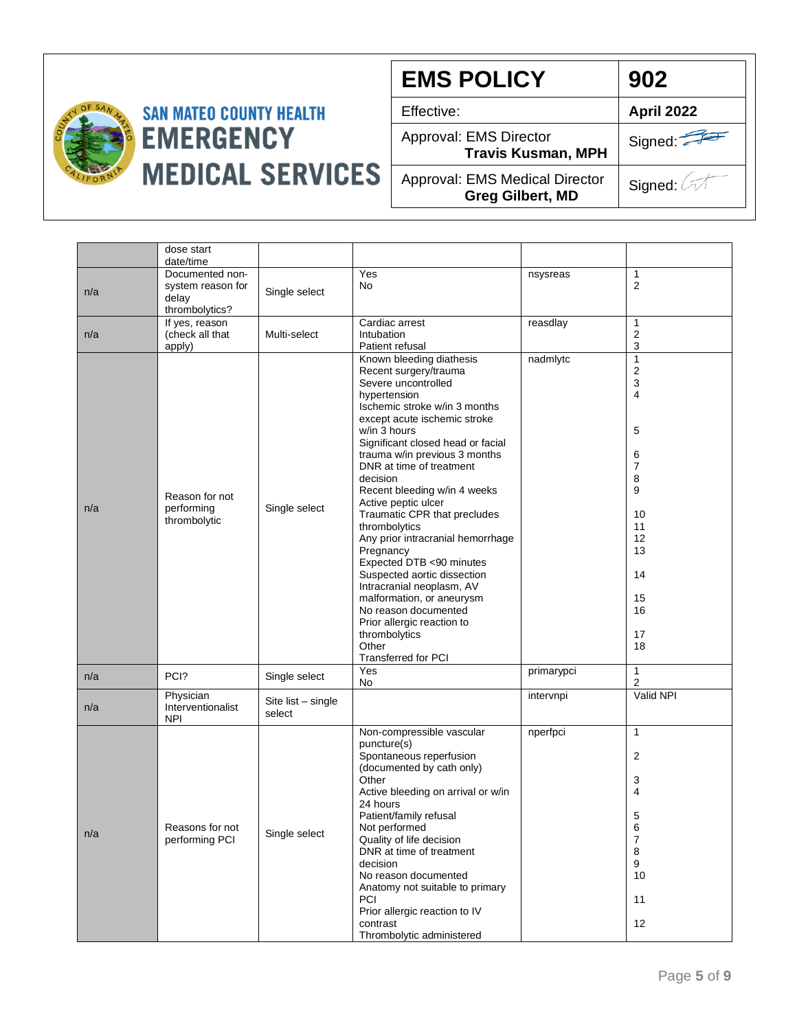| EMS POLICY | 902 |
|---|---|
| Effective: | April 2022 |
| Approval: EMS Director **Travis Kusman, MPH** | Signed: |
| Approval: EMS Medical Director **Greg Gilbert, MD** | Signed: |

| | | | | | |
|---|---|---|---|---|---|
| | dose start date/time | | | | |
| n/a | Documented non-system reason for delay thrombolytics? | Single select | Yes<br>No | nsysreas | 1<br>2 |
| n/a | If yes, reason (check all that apply) | Multi-select | Cardiac arrest<br>Intubation<br>Patient refusal | reasdlay | 1<br>2<br>3 |
| n/a | Reason for not performing thrombolytic | Single select | Known bleeding diathesis<br>Recent surgery/trauma<br>Severe uncontrolled hypertension<br>Ischemic stroke w/in 3 months except acute ischemic stroke w/in 3 hours<br>Significant closed head or facial trauma w/in previous 3 months<br>DNR at time of treatment decision<br>Recent bleeding w/in 4 weeks<br>Active peptic ulcer<br>Traumatic CPR that precludes thrombolytics<br>Any prior intracranial hemorrhage<br>Pregnancy<br>Expected DTB <90 minutes<br>Suspected aortic dissection<br>Intracranial neoplasm, AV malformation, or aneurysm<br>No reason documented<br>Prior allergic reaction to thrombolytics<br>Other<br>Transferred for PCI | nadmlytc | 1<br>2<br>3<br>4<br>5<br>6<br>7<br>8<br>9<br>10<br>11<br>12<br>13<br>14<br>15<br>16<br>17<br>18 |
| n/a | PCI? | Single select | Yes<br>No | primarypci | 1<br>2 |
| n/a | Physician Interventionalist NPI | Site list – single select | | intervnpi | Valid NPI |
| n/a | Reasons for not performing PCI | Single select | Non-compressible vascular puncture(s)<br>Spontaneous reperfusion (documented by cath only)<br>Other<br>Active bleeding on arrival or w/in 24 hours<br>Patient/family refusal<br>Not performed<br>Quality of life decision<br>DNR at time of treatment decision<br>No reason documented<br>Anatomy not suitable to primary PCI<br>Prior allergic reaction to IV contrast<br>Thrombolytic administered | nperfpci | 1<br>2<br>3<br>4<br>5<br>6<br>7<br>8<br>9<br>10<br>11<br>12 |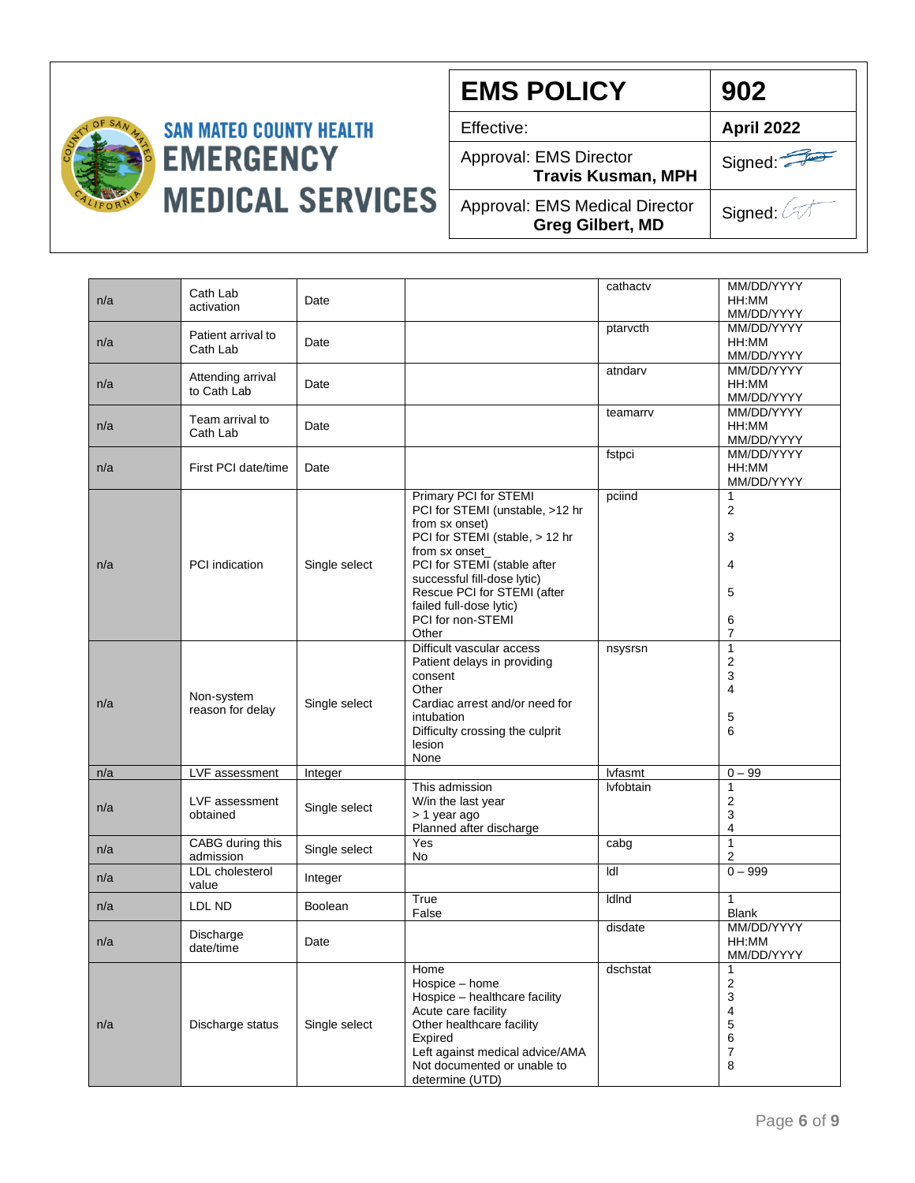| EMS POLICY | 902 |
|---|---|
| Effective: | April 2022 |
| Approval: EMS Director **Travis Kusman, MPH** | Signed: |
| Approval: EMS Medical Director **Greg Gilbert, MD** | Signed: |

| | | | | | |
|---|---|---|---|---|---|
| n/a | Cath Lab activation | Date | | cathactv | MM/DD/YYYY HH:MM MM/DD/YYYY |
| n/a | Patient arrival to Cath Lab | Date | | ptarvcth | MM/DD/YYYY HH:MM MM/DD/YYYY |
| n/a | Attending arrival to Cath Lab | Date | | atndarv | MM/DD/YYYY HH:MM MM/DD/YYYY |
| n/a | Team arrival to Cath Lab | Date | | teamarrv | MM/DD/YYYY HH:MM MM/DD/YYYY |
| n/a | First PCI date/time | Date | | fstpci | MM/DD/YYYY HH:MM MM/DD/YYYY |
| n/a | PCI indication | Single select | Primary PCI for STEMI<br>PCI for STEMI (unstable, >12 hr from sx onset)<br>PCI for STEMI (stable, > 12 hr from sx onset_<br>PCI for STEMI (stable after successful fill-dose lytic)<br>Rescue PCI for STEMI (after failed full-dose lytic)<br>PCI for non-STEMI<br>Other | pciind | 1<br>2<br>3<br>4<br>5<br>6<br>7 |
| n/a | Non-system reason for delay | Single select | Difficult vascular access<br>Patient delays in providing consent<br>Other<br>Cardiac arrest and/or need for intubation<br>Difficulty crossing the culprit lesion<br>None | nsysrsn | 1<br>2<br>3<br>4<br>5<br>6 |
| n/a | LVF assessment | Integer | | lvfasmt | 0 – 99 |
| n/a | LVF assessment obtained | Single select | This admission<br>W/in the last year<br>> 1 year ago<br>Planned after discharge | lvfobtain | 1<br>2<br>3<br>4 |
| n/a | CABG during this admission | Single select | Yes<br>No | cabg | 1<br>2 |
| n/a | LDL cholesterol value | Integer | | ldl | 0 – 999 |
| n/a | LDL ND | Boolean | True<br>False | ldlnd | 1<br>Blank |
| n/a | Discharge date/time | Date | | disdate | MM/DD/YYYY HH:MM MM/DD/YYYY |
| n/a | Discharge status | Single select | Home<br>Hospice – home<br>Hospice – healthcare facility<br>Acute care facility<br>Other healthcare facility<br>Expired<br>Left against medical advice/AMA<br>Not documented or unable to determine (UTD) | dschstat | 1<br>2<br>3<br>4<br>5<br>6<br>7<br>8 |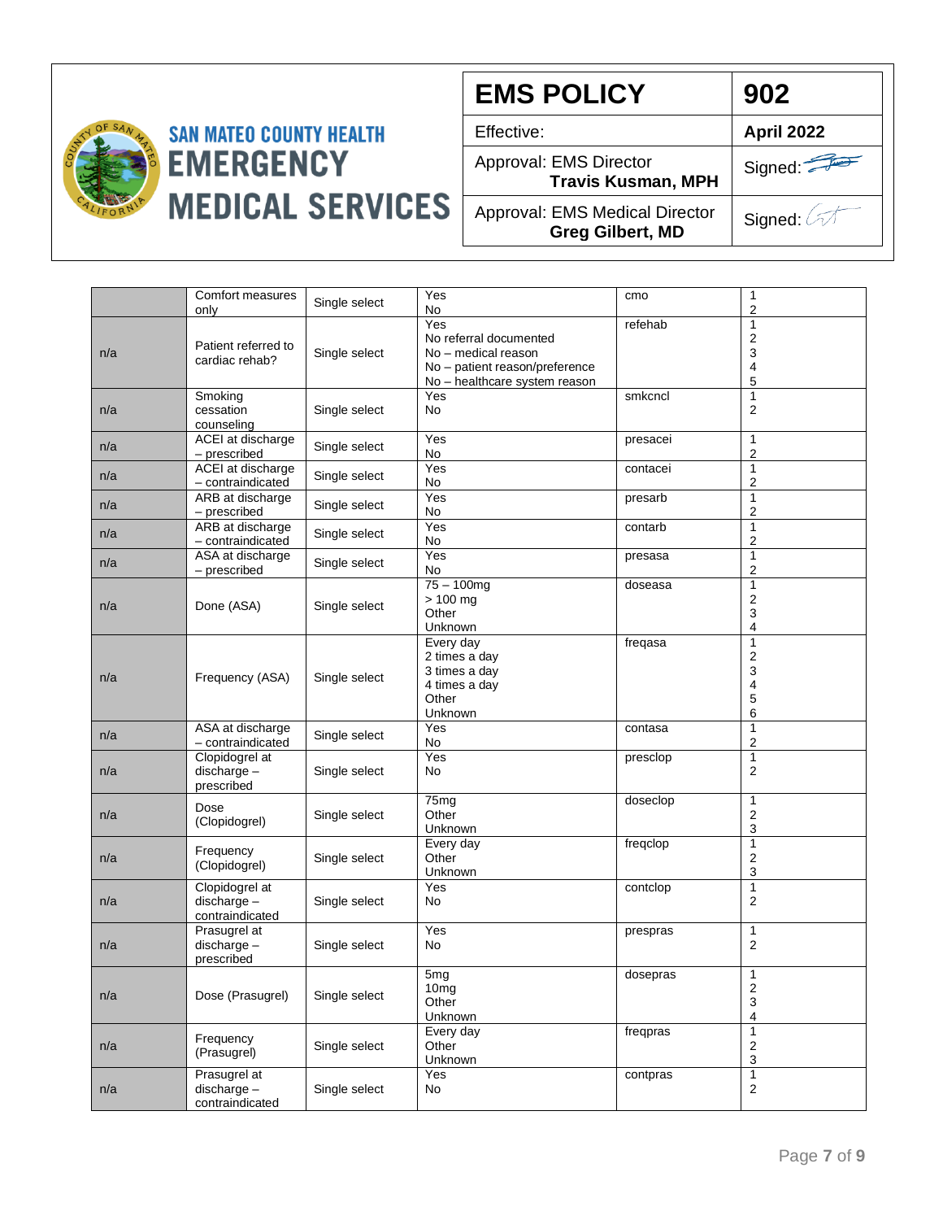| EMS POLICY | 902 |
|---|---|
| Effective: | April 2022 |
| Approval: EMS Director **Travis Kusman, MPH** | Signed: |
| Approval: EMS Medical Director **Greg Gilbert, MD** | Signed: |

| | | | | | |
|---|---|---|---|---|---|
| | Comfort measures only | Single select | Yes<br>No | cmo | 1<br>2 |
| n/a | Patient referred to cardiac rehab? | Single select | Yes<br>No referral documented<br>No – medical reason<br>No – patient reason/preference<br>No – healthcare system reason | refehab | 1<br>2<br>3<br>4<br>5 |
| n/a | Smoking cessation counseling | Single select | Yes<br>No | smkcncl | 1<br>2 |
| n/a | ACEI at discharge – prescribed | Single select | Yes<br>No | presacei | 1<br>2 |
| n/a | ACEI at discharge – contraindicated | Single select | Yes<br>No | contacei | 1<br>2 |
| n/a | ARB at discharge – prescribed | Single select | Yes<br>No | presarb | 1<br>2 |
| n/a | ARB at discharge – contraindicated | Single select | Yes<br>No | contarb | 1<br>2 |
| n/a | ASA at discharge – prescribed | Single select | Yes<br>No | presasa | 1<br>2 |
| n/a | Done (ASA) | Single select | 75 – 100mg<br>> 100 mg<br>Other<br>Unknown | doseasa | 1<br>2<br>3<br>4 |
| n/a | Frequency (ASA) | Single select | Every day<br>2 times a day<br>3 times a day<br>4 times a day<br>Other<br>Unknown | freqasa | 1<br>2<br>3<br>4<br>5<br>6 |
| n/a | ASA at discharge – contraindicated | Single select | Yes<br>No | contasa | 1<br>2 |
| n/a | Clopidogrel at discharge – prescribed | Single select | Yes<br>No | presclop | 1<br>2 |
| n/a | Dose (Clopidogrel) | Single select | 75mg<br>Other<br>Unknown | doseclop | 1<br>2<br>3 |
| n/a | Frequency (Clopidogrel) | Single select | Every day<br>Other<br>Unknown | freqclop | 1<br>2<br>3 |
| n/a | Clopidogrel at discharge – contraindicated | Single select | Yes<br>No | contclop | 1<br>2 |
| n/a | Prasugrel at discharge – prescribed | Single select | Yes<br>No | prespras | 1<br>2 |
| n/a | Dose (Prasugrel) | Single select | 5mg<br>10mg<br>Other<br>Unknown | dosepras | 1<br>2<br>3<br>4 |
| n/a | Frequency (Prasugrel) | Single select | Every day<br>Other<br>Unknown | freqpras | 1<br>2<br>3 |
| n/a | Prasugrel at discharge – contraindicated | Single select | Yes<br>No | contpras | 1<br>2 |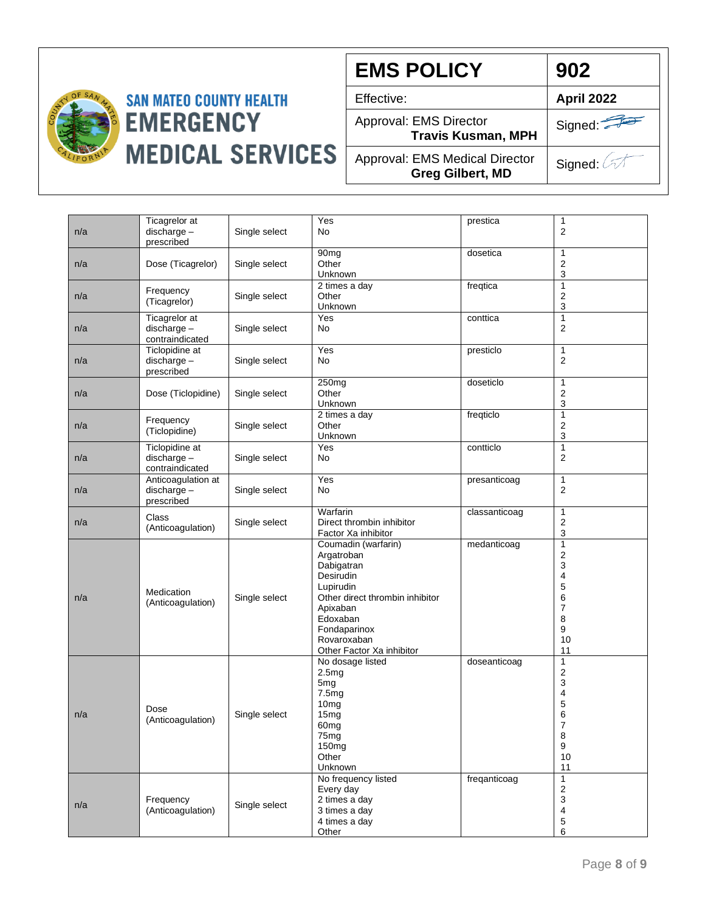| EMS POLICY | 902 |
|---|---|
| Effective: | April 2022 |
| Approval: EMS Director **Travis Kusman, MPH** | Signed: |
| Approval: EMS Medical Director **Greg Gilbert, MD** | Signed: |

| | | | | | |
|---|---|---|---|---|---|
| n/a | Ticagrelor at discharge – prescribed | Single select | Yes<br>No | prestica | 1<br>2 |
| n/a | Dose (Ticagrelor) | Single select | 90mg<br>Other<br>Unknown | dosetica | 1<br>2<br>3 |
| n/a | Frequency (Ticagrelor) | Single select | 2 times a day<br>Other<br>Unknown | freqtica | 1<br>2<br>3 |
| n/a | Ticagrelor at discharge – contraindicated | Single select | Yes<br>No | conttica | 1<br>2 |
| n/a | Ticlopidine at discharge – prescribed | Single select | Yes<br>No | presticlo | 1<br>2 |
| n/a | Dose (Ticlopidine) | Single select | 250mg<br>Other<br>Unknown | doseticlo | 1<br>2<br>3 |
| n/a | Frequency (Ticlopidine) | Single select | 2 times a day<br>Other<br>Unknown | freqticlo | 1<br>2<br>3 |
| n/a | Ticlopidine at discharge – contraindicated | Single select | Yes<br>No | contticlo | 1<br>2 |
| n/a | Anticoagulation at discharge – prescribed | Single select | Yes<br>No | presanticoag | 1<br>2 |
| n/a | Class (Anticoagulation) | Single select | Warfarin<br>Direct thrombin inhibitor<br>Factor Xa inhibitor | classanticoag | 1<br>2<br>3 |
| n/a | Medication (Anticoagulation) | Single select | Coumadin (warfarin)<br>Argatroban<br>Dabigatran<br>Desirudin<br>Lupirudin<br>Other direct thrombin inhibitor<br>Apixaban<br>Edoxaban<br>Fondaparinox<br>Rovaroxaban<br>Other Factor Xa inhibitor | medanticoag | 1<br>2<br>3<br>4<br>5<br>6<br>7<br>8<br>9<br>10<br>11 |
| n/a | Dose (Anticoagulation) | Single select | No dosage listed<br>2.5mg<br>5mg<br>7.5mg<br>10mg<br>15mg<br>60mg<br>75mg<br>150mg<br>Other<br>Unknown | doseanticoag | 1<br>2<br>3<br>4<br>5<br>6<br>7<br>8<br>9<br>10<br>11 |
| n/a | Frequency (Anticoagulation) | Single select | No frequency listed<br>Every day<br>2 times a day<br>3 times a day<br>4 times a day<br>Other | freqanticoag | 1<br>2<br>3<br>4<br>5<br>6 |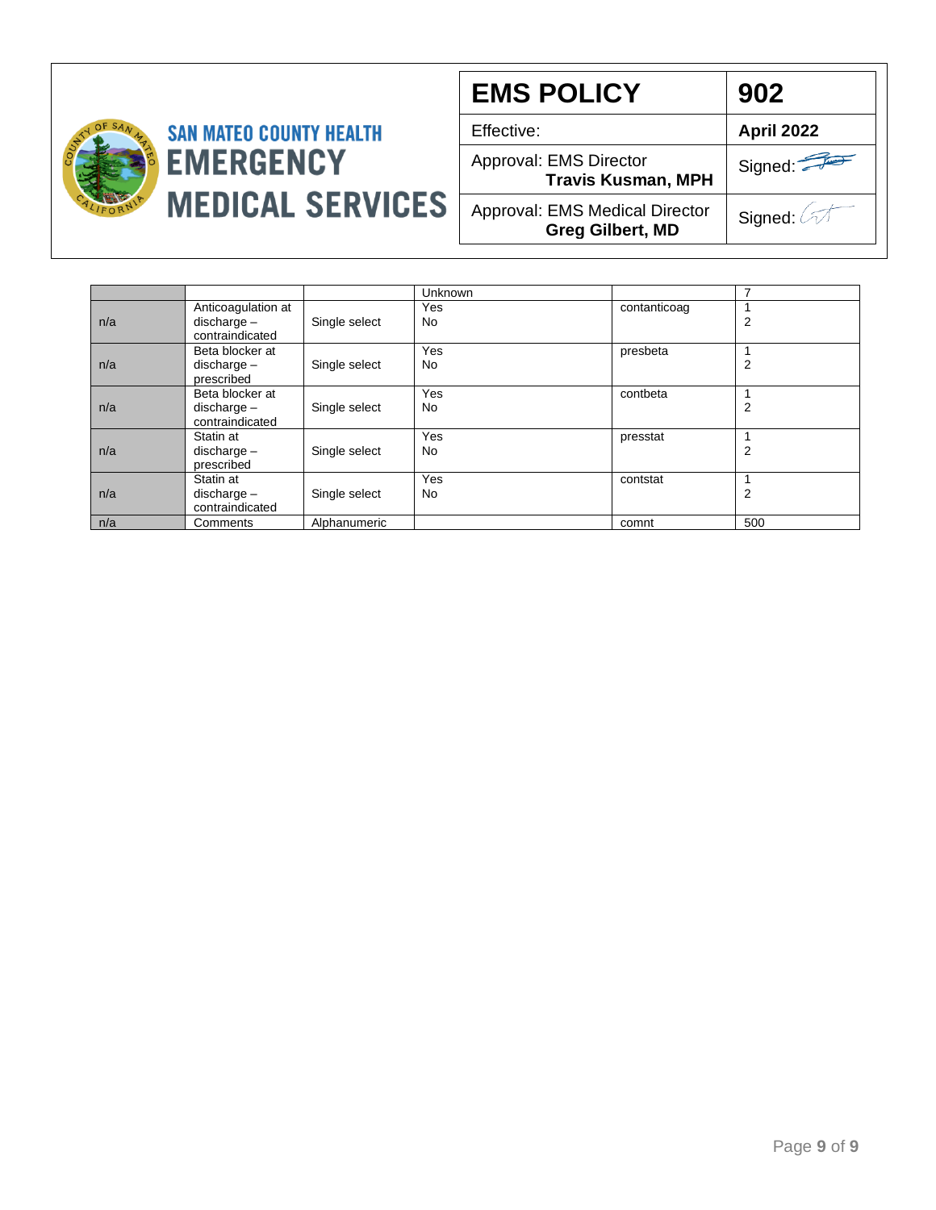| EMS POLICY | 902 |
| --- | --- |
| Effective: | **April 2022** |
| Approval: EMS Director **Travis Kusman, MPH** | Signed: |
| Approval: EMS Medical Director **Greg Gilbert, MD** | Signed: |

| | | | | | |
| --- | --- | --- | --- | --- | --- |
| | | | Unknown | | 7 |
| n/a | Anticoagulation at discharge – contraindicated | Single select | Yes<br>No | contanticoag | 1<br>2 |
| n/a | Beta blocker at discharge – prescribed | Single select | Yes<br>No | presbeta | 1<br>2 |
| n/a | Beta blocker at discharge – contraindicated | Single select | Yes<br>No | contbeta | 1<br>2 |
| n/a | Statin at discharge – prescribed | Single select | Yes<br>No | presstat | 1<br>2 |
| n/a | Statin at discharge – contraindicated | Single select | Yes<br>No | contstat | 1<br>2 |
| n/a | Comments | Alphanumeric | | comnt | 500 |